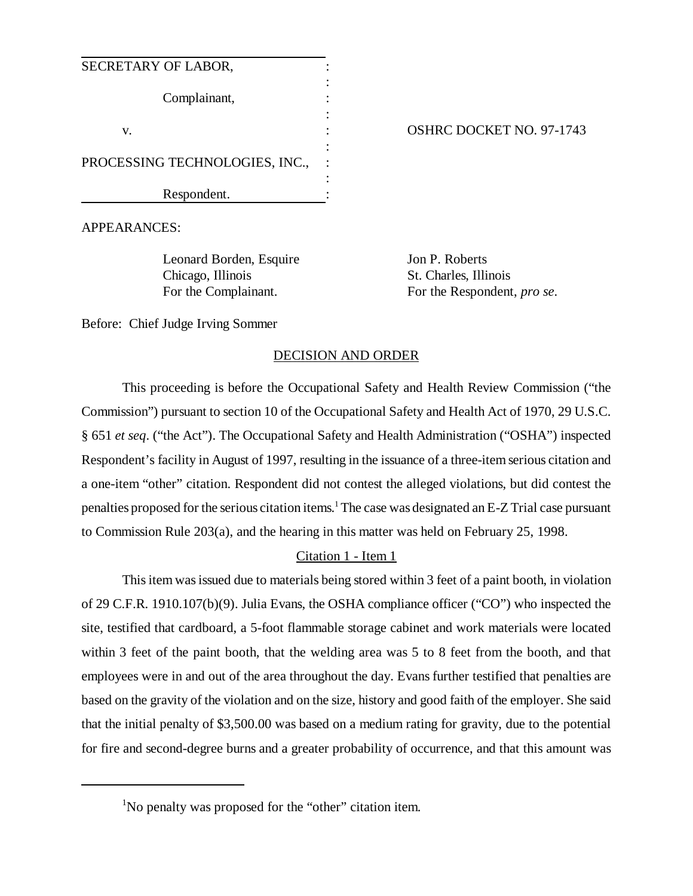| SECRETARY OF LABOR, | : | |
|---|---|---|
| Complainant, | : | |
| v. | : | OSHRC DOCKET NO. 97-1743 |
| PROCESSING TECHNOLOGIES, INC., | : | |
| Respondent. | : | |

APPEARANCES:

Leonard Borden, Esquire
Chicago, Illinois
For the Complainant.

Jon P. Roberts
St. Charles, Illinois
For the Respondent, *pro se*.

Before: Chief Judge Irving Sommer

## DECISION AND ORDER

This proceeding is before the Occupational Safety and Health Review Commission ("the Commission") pursuant to section 10 of the Occupational Safety and Health Act of 1970, 29 U.S.C. § 651 *et seq*. ("the Act"). The Occupational Safety and Health Administration ("OSHA") inspected Respondent's facility in August of 1997, resulting in the issuance of a three-item serious citation and a one-item "other" citation. Respondent did not contest the alleged violations, but did contest the penalties proposed for the serious citation items.[1] The case was designated an E-Z Trial case pursuant to Commission Rule 203(a), and the hearing in this matter was held on February 25, 1998.

### Citation 1 - Item 1

This item was issued due to materials being stored within 3 feet of a paint booth, in violation of 29 C.F.R. 1910.107(b)(9). Julia Evans, the OSHA compliance officer ("CO") who inspected the site, testified that cardboard, a 5-foot flammable storage cabinet and work materials were located within 3 feet of the paint booth, that the welding area was 5 to 8 feet from the booth, and that employees were in and out of the area throughout the day. Evans further testified that penalties are based on the gravity of the violation and on the size, history and good faith of the employer. She said that the initial penalty of $3,500.00 was based on a medium rating for gravity, due to the potential for fire and second-degree burns and a greater probability of occurrence, and that this amount was

[1] No penalty was proposed for the "other" citation item.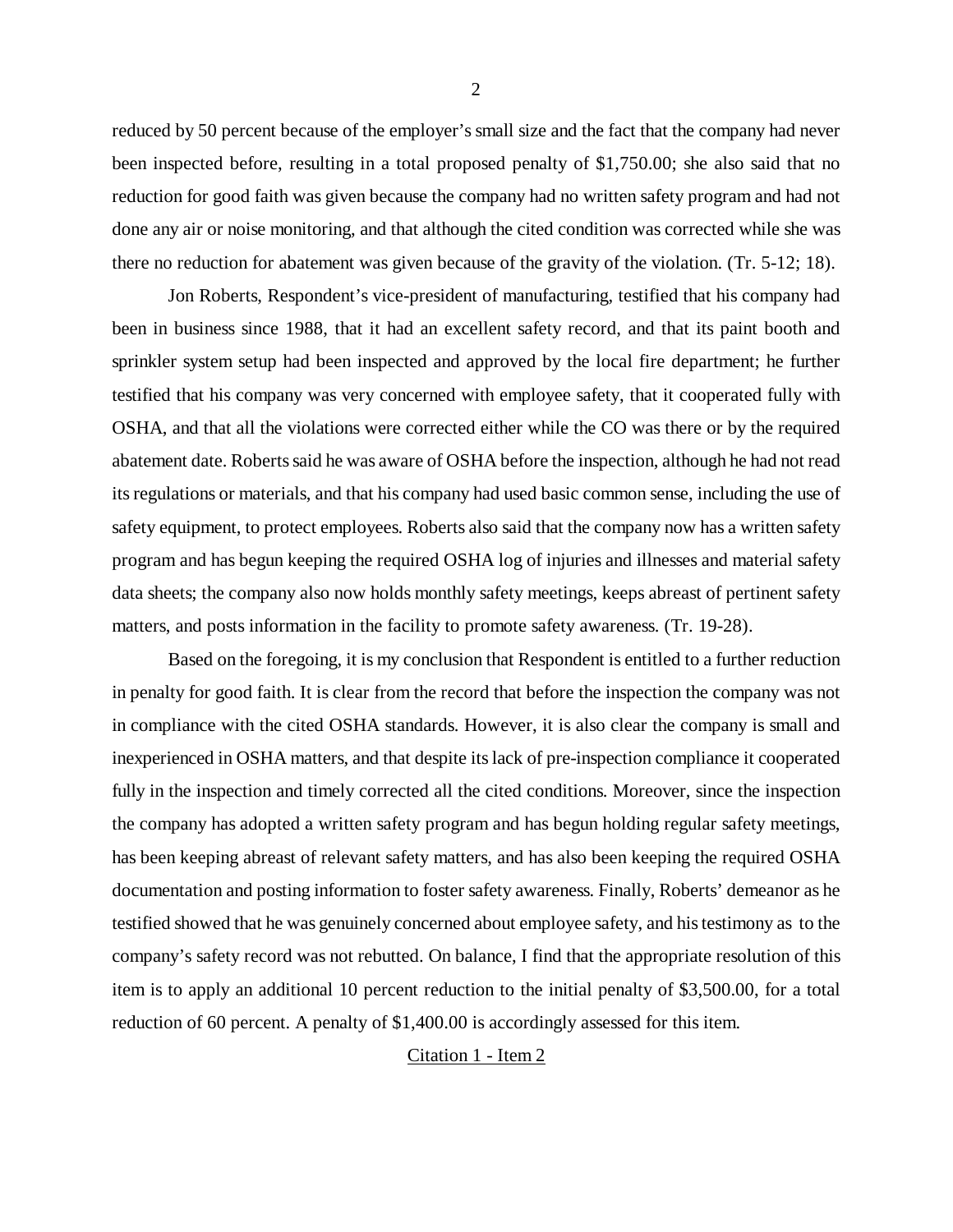reduced by 50 percent because of the employer's small size and the fact that the company had never been inspected before, resulting in a total proposed penalty of $1,750.00; she also said that no reduction for good faith was given because the company had no written safety program and had not done any air or noise monitoring, and that although the cited condition was corrected while she was there no reduction for abatement was given because of the gravity of the violation. (Tr. 5-12; 18).

Jon Roberts, Respondent's vice-president of manufacturing, testified that his company had been in business since 1988, that it had an excellent safety record, and that its paint booth and sprinkler system setup had been inspected and approved by the local fire department; he further testified that his company was very concerned with employee safety, that it cooperated fully with OSHA, and that all the violations were corrected either while the CO was there or by the required abatement date. Roberts said he was aware of OSHA before the inspection, although he had not read its regulations or materials, and that his company had used basic common sense, including the use of safety equipment, to protect employees. Roberts also said that the company now has a written safety program and has begun keeping the required OSHA log of injuries and illnesses and material safety data sheets; the company also now holds monthly safety meetings, keeps abreast of pertinent safety matters, and posts information in the facility to promote safety awareness. (Tr. 19-28).

Based on the foregoing, it is my conclusion that Respondent is entitled to a further reduction in penalty for good faith. It is clear from the record that before the inspection the company was not in compliance with the cited OSHA standards. However, it is also clear the company is small and inexperienced in OSHA matters, and that despite its lack of pre-inspection compliance it cooperated fully in the inspection and timely corrected all the cited conditions. Moreover, since the inspection the company has adopted a written safety program and has begun holding regular safety meetings, has been keeping abreast of relevant safety matters, and has also been keeping the required OSHA documentation and posting information to foster safety awareness. Finally, Roberts' demeanor as he testified showed that he was genuinely concerned about employee safety, and his testimony as to the company's safety record was not rebutted. On balance, I find that the appropriate resolution of this item is to apply an additional 10 percent reduction to the initial penalty of $3,500.00, for a total reduction of 60 percent. A penalty of $1,400.00 is accordingly assessed for this item.

Citation 1 - Item 2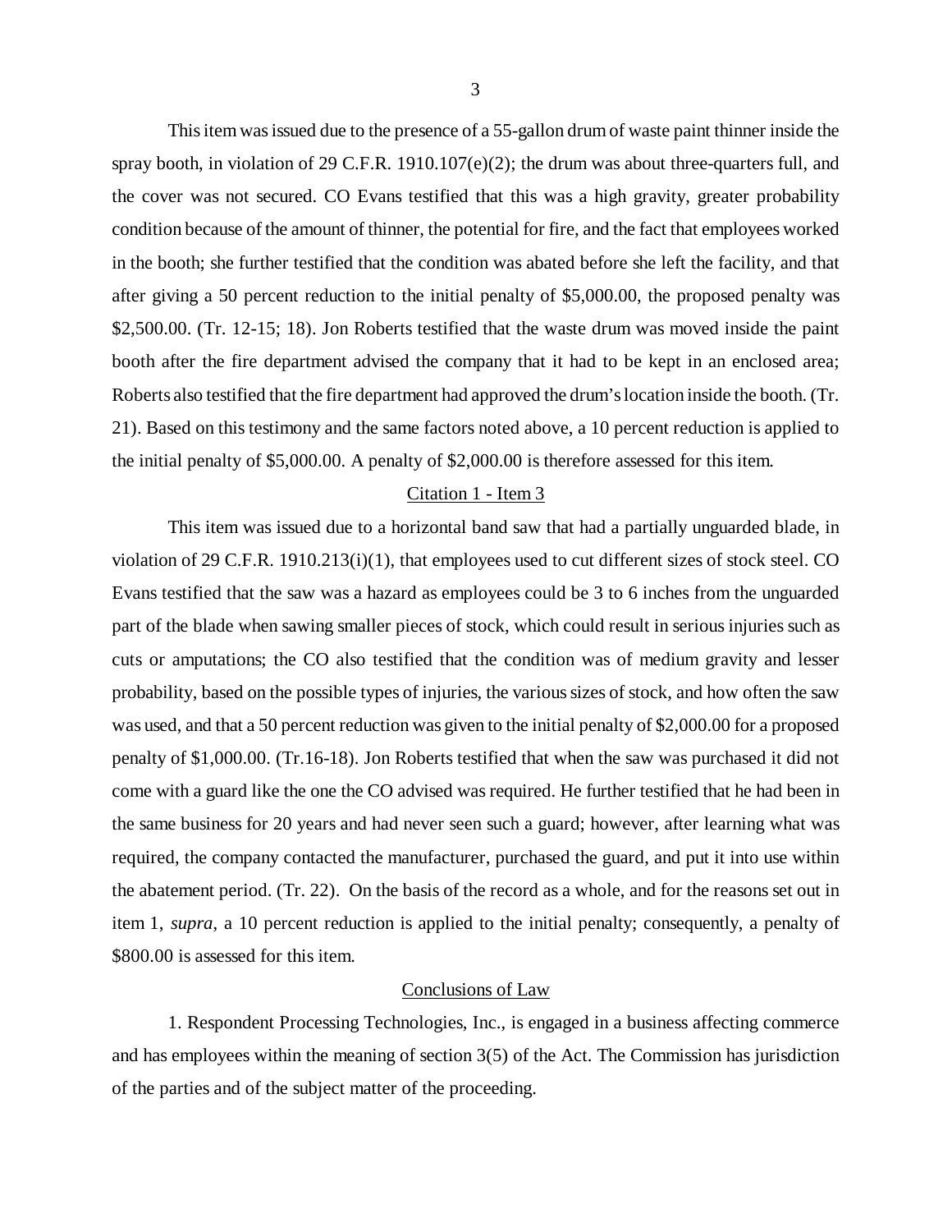This item was issued due to the presence of a 55-gallon drum of waste paint thinner inside the spray booth, in violation of 29 C.F.R. 1910.107(e)(2); the drum was about three-quarters full, and the cover was not secured. CO Evans testified that this was a high gravity, greater probability condition because of the amount of thinner, the potential for fire, and the fact that employees worked in the booth; she further testified that the condition was abated before she left the facility, and that after giving a 50 percent reduction to the initial penalty of $5,000.00, the proposed penalty was $2,500.00. (Tr. 12-15; 18). Jon Roberts testified that the waste drum was moved inside the paint booth after the fire department advised the company that it had to be kept in an enclosed area; Roberts also testified that the fire department had approved the drum's location inside the booth. (Tr. 21). Based on this testimony and the same factors noted above, a 10 percent reduction is applied to the initial penalty of $5,000.00. A penalty of $2,000.00 is therefore assessed for this item.

Citation 1 - Item 3

This item was issued due to a horizontal band saw that had a partially unguarded blade, in violation of 29 C.F.R. 1910.213(i)(1), that employees used to cut different sizes of stock steel. CO Evans testified that the saw was a hazard as employees could be 3 to 6 inches from the unguarded part of the blade when sawing smaller pieces of stock, which could result in serious injuries such as cuts or amputations; the CO also testified that the condition was of medium gravity and lesser probability, based on the possible types of injuries, the various sizes of stock, and how often the saw was used, and that a 50 percent reduction was given to the initial penalty of $2,000.00 for a proposed penalty of $1,000.00. (Tr.16-18). Jon Roberts testified that when the saw was purchased it did not come with a guard like the one the CO advised was required. He further testified that he had been in the same business for 20 years and had never seen such a guard; however, after learning what was required, the company contacted the manufacturer, purchased the guard, and put it into use within the abatement period. (Tr. 22). On the basis of the record as a whole, and for the reasons set out in item 1, *supra*, a 10 percent reduction is applied to the initial penalty; consequently, a penalty of $800.00 is assessed for this item.

Conclusions of Law

1. Respondent Processing Technologies, Inc., is engaged in a business affecting commerce and has employees within the meaning of section 3(5) of the Act. The Commission has jurisdiction of the parties and of the subject matter of the proceeding.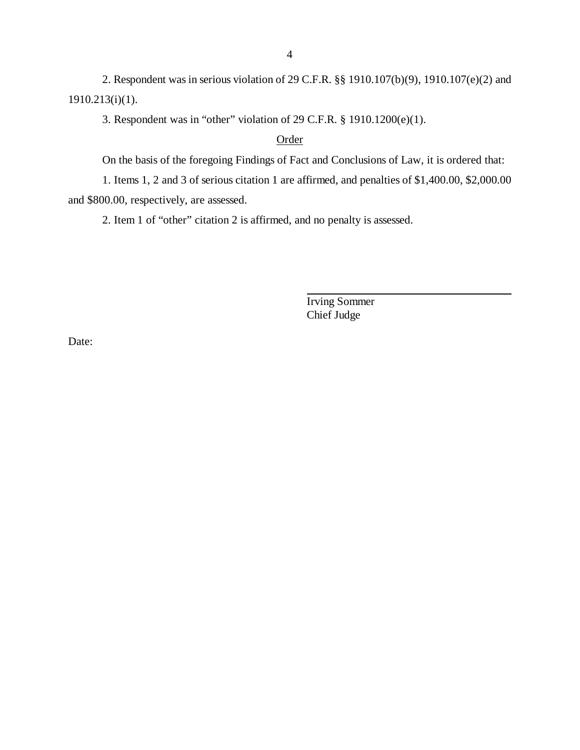2. Respondent was in serious violation of 29 C.F.R. §§ 1910.107(b)(9), 1910.107(e)(2) and 1910.213(i)(1).

3. Respondent was in "other" violation of 29 C.F.R. § 1910.1200(e)(1).

## Order

On the basis of the foregoing Findings of Fact and Conclusions of Law, it is ordered that:

1. Items 1, 2 and 3 of serious citation 1 are affirmed, and penalties of $1,400.00, $2,000.00 and $800.00, respectively, are assessed.

2. Item 1 of "other" citation 2 is affirmed, and no penalty is assessed.

Irving Sommer
Chief Judge

Date: